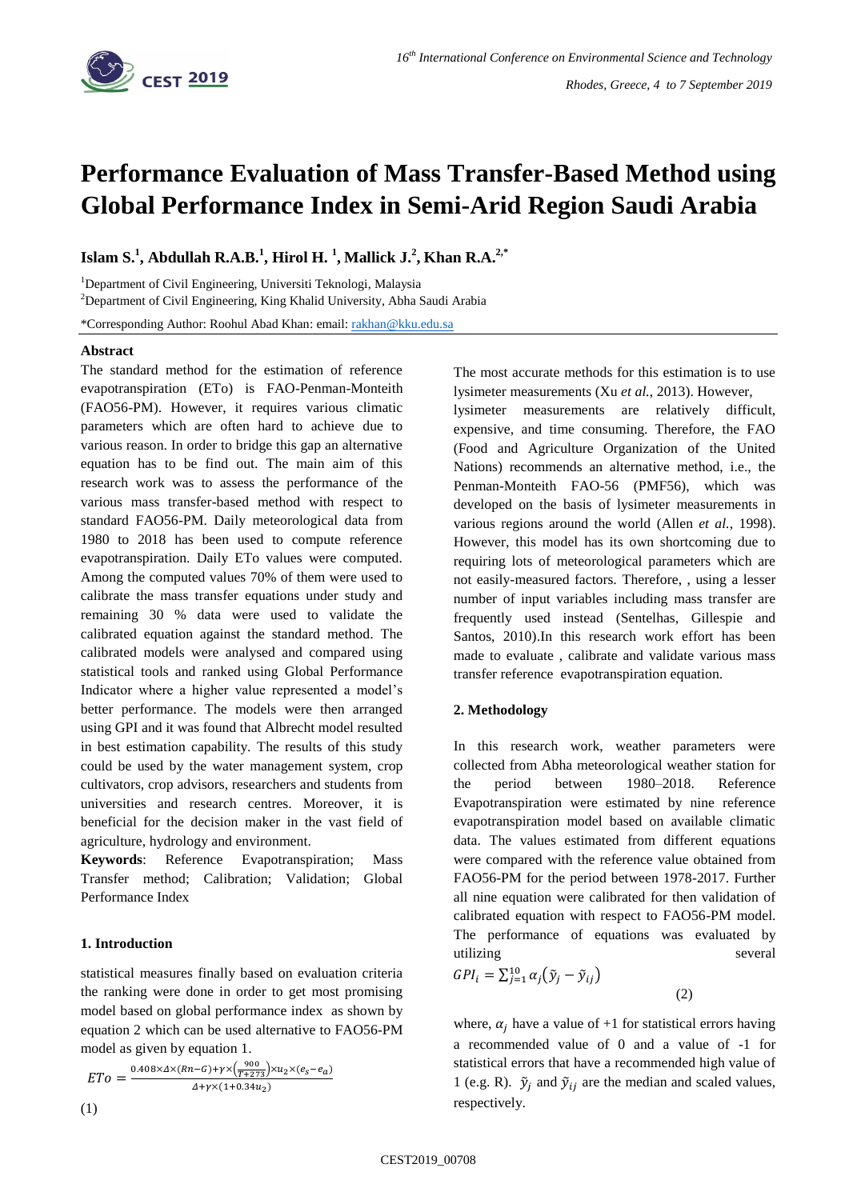# Performance Evaluation of Mass Transfer-Based Method using Global Performance Index in Semi-Arid Region Saudi Arabia

**Islam S.[1], Abdullah R.A.B.[1], Hirol H. [1], Mallick J.[2], Khan R.A.[2,*]**

[1]Department of Civil Engineering, Universiti Teknologi, Malaysia

[2]Department of Civil Engineering, King Khalid University, Abha Saudi Arabia

*Corresponding Author: Roohul Abad Khan: email: rakhan@kku.edu.sa

### Abstract

The standard method for the estimation of reference evapotranspiration (ETo) is FAO-Penman-Monteith (FAO56-PM). However, it requires various climatic parameters which are often hard to achieve due to various reason. In order to bridge this gap an alternative equation has to be find out. The main aim of this research work was to assess the performance of the various mass transfer-based method with respect to standard FAO56-PM. Daily meteorological data from 1980 to 2018 has been used to compute reference evapotranspiration. Daily ETo values were computed. Among the computed values 70% of them were used to calibrate the mass transfer equations under study and remaining 30 % data were used to validate the calibrated equation against the standard method. The calibrated models were analysed and compared using statistical tools and ranked using Global Performance Indicator where a higher value represented a model's better performance. The models were then arranged using GPI and it was found that Albrecht model resulted in best estimation capability. The results of this study could be used by the water management system, crop cultivators, crop advisors, researchers and students from universities and research centres. Moreover, it is beneficial for the decision maker in the vast field of agriculture, hydrology and environment.

**Keywords**: Reference Evapotranspiration; Mass Transfer method; Calibration; Validation; Global Performance Index

### 1. Introduction

The most accurate methods for this estimation is to use lysimeter measurements (Xu *et al.*, 2013). However, lysimeter measurements are relatively difficult, expensive, and time consuming. Therefore, the FAO (Food and Agriculture Organization of the United Nations) recommends an alternative method, i.e., the Penman-Monteith FAO-56 (PMF56), which was developed on the basis of lysimeter measurements in various regions around the world (Allen *et al.*, 1998). However, this model has its own shortcoming due to requiring lots of meteorological parameters which are not easily-measured factors. Therefore, , using a lesser number of input variables including mass transfer are frequently used instead (Sentelhas, Gillespie and Santos, 2010).In this research work effort has been made to evaluate , calibrate and validate various mass transfer reference evapotranspiration equation.

### 2. Methodology

In this research work, weather parameters were collected from Abha meteorological weather station for the period between 1980–2018. Reference Evapotranspiration were estimated by nine reference evapotranspiration model based on available climatic data. The values estimated from different equations were compared with the reference value obtained from FAO56-PM for the period between 1978-2017. Further all nine equation were calibrated for then validation of calibrated equation with respect to FAO56-PM model. The performance of equations was evaluated by utilizing several statistical measures finally based on evaluation criteria the ranking were done in order to get most promising model based on global performance index as shown by equation 2 which can be used alternative to FAO56-PM model as given by equation 1.

$$ETo = \frac{0.408 \times \Delta \times (Rn - G) + \gamma \times \left(\frac{900}{T+273}\right) \times u_2 \times (e_s - e_a)}{\Delta + \gamma \times (1 + 0.34 u_2)} \quad (1)$$

$$GPI_i = \sum_{j=1}^{10} \alpha_j \left(\tilde{y}_j - \tilde{y}_{ij}\right) \quad (2)$$

where, $\alpha_j$ have a value of +1 for statistical errors having a recommended value of 0 and a value of -1 for statistical errors that have a recommended high value of 1 (e.g. R). $\tilde{y}_j$ and $\tilde{y}_{ij}$ are the median and scaled values, respectively.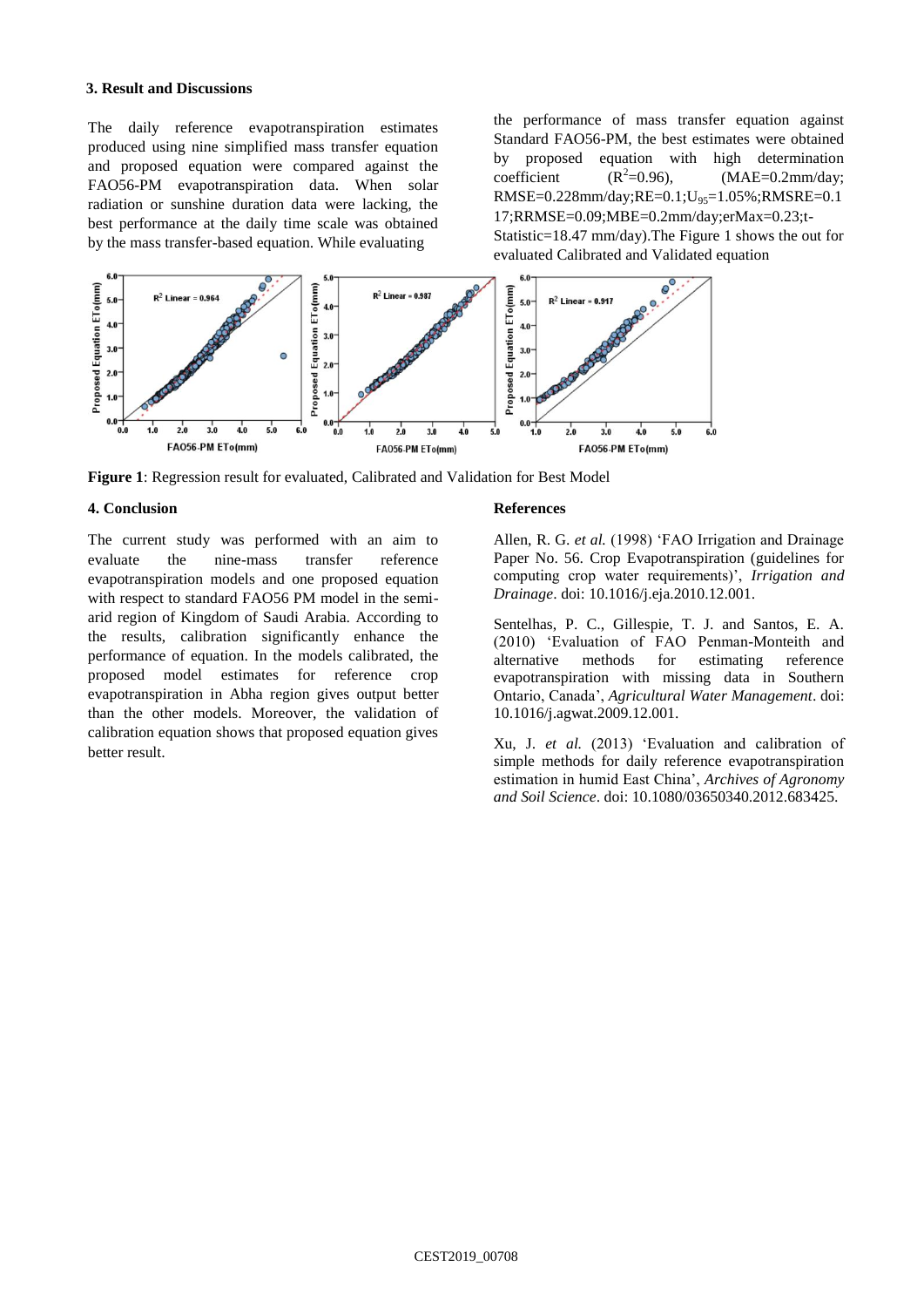## 3. Result and Discussions

The daily reference evapotranspiration estimates produced using nine simplified mass transfer equation and proposed equation were compared against the FAO56-PM evapotranspiration data. When solar radiation or sunshine duration data were lacking, the best performance at the daily time scale was obtained by the mass transfer-based equation. While evaluating the performance of mass transfer equation against Standard FAO56-PM, the best estimates were obtained by proposed equation with high determination coefficient ($R^2$=0.96), (MAE=0.2mm/day; RMSE=0.228mm/day;RE=0.1;$U_{95}$=1.05%;RMSRE=0.117;RRMSE=0.09;MBE=0.2mm/day;erMax=0.23;t-Statistic=18.47 mm/day).The Figure 1 shows the out for evaluated Calibrated and Validated equation

R² Linear = 0.964

Proposed Equation ETo(mm)

FAO56-PM ETo(mm)

R² Linear = 0.987

Proposed Equation ETo(mm)

FAO56-PM ETo(mm)

R² Linear = 0.917

Proposed Equation ETo(mm)

FAO56-PM ETo(mm)

**Figure 1**: Regression result for evaluated, Calibrated and Validation for Best Model

## 4. Conclusion

The current study was performed with an aim to evaluate the nine-mass transfer reference evapotranspiration models and one proposed equation with respect to standard FAO56 PM model in the semi-arid region of Kingdom of Saudi Arabia. According to the results, calibration significantly enhance the performance of equation. In the models calibrated, the proposed model estimates for reference crop evapotranspiration in Abha region gives output better than the other models. Moreover, the validation of calibration equation shows that proposed equation gives better result.

## References

Allen, R. G. *et al.* (1998) 'FAO Irrigation and Drainage Paper No. 56. Crop Evapotranspiration (guidelines for computing crop water requirements)', *Irrigation and Drainage*. doi: 10.1016/j.eja.2010.12.001.

Sentelhas, P. C., Gillespie, T. J. and Santos, E. A. (2010) 'Evaluation of FAO Penman-Monteith and alternative methods for estimating reference evapotranspiration with missing data in Southern Ontario, Canada', *Agricultural Water Management*. doi: 10.1016/j.agwat.2009.12.001.

Xu, J. *et al.* (2013) 'Evaluation and calibration of simple methods for daily reference evapotranspiration estimation in humid East China', *Archives of Agronomy and Soil Science*. doi: 10.1080/03650340.2012.683425.